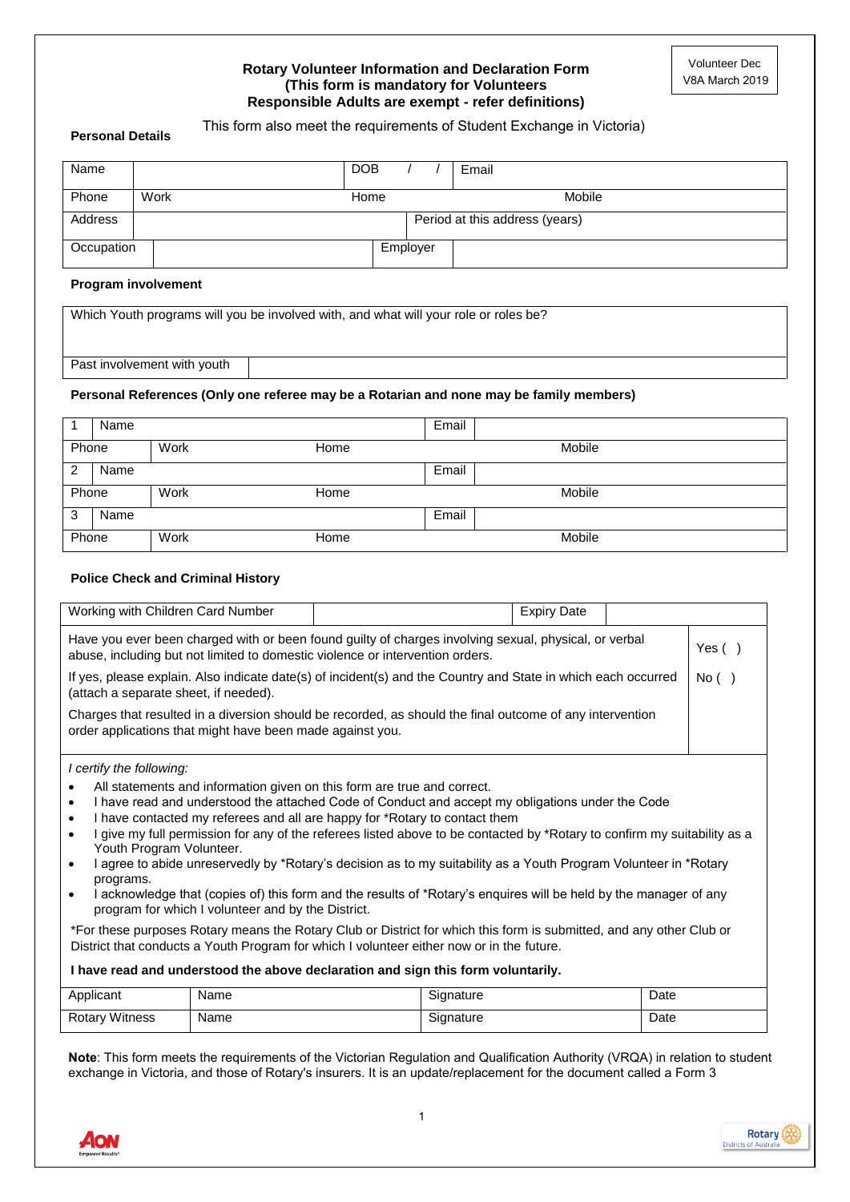Volunteer Dec
V8A March 2019

# Rotary Volunteer Information and Declaration Form
## (This form is mandatory for Volunteers
## Responsible Adults are exempt - refer definitions)

This form also meet the requirements of Student Exchange in Victoria)

**Personal Details**

| Name | | DOB / / | Email |
|---|---|---|---|
| Phone | Work | Home | Mobile |
| Address | | Period at this address (years) | |
| Occupation | | Employer | |

**Program involvement**

| Which Youth programs will you be involved with, and what will your role or roles be? | |
|---|---|
| Past involvement with youth | |

**Personal References (Only one referee may be a Rotarian and none may be family members)**

| 1 Name | | Email | |
|---|---|---|---|
| Phone | Work | Home | Mobile |
| 2 Name | | Email | |
| Phone | Work | Home | Mobile |
| 3 Name | | Email | |
| Phone | Work | Home | Mobile |

**Police Check and Criminal History**

| Working with Children Card Number | | Expiry Date | |
|---|---|---|---|

| | |
|---|---|
| Have you ever been charged with or been found guilty of charges involving sexual, physical, or verbal abuse, including but not limited to domestic violence or intervention orders. | Yes ( ) |
| If yes, please explain. Also indicate date(s) of incident(s) and the Country and State in which each occurred (attach a separate sheet, if needed). | No ( ) |
| Charges that resulted in a diversion should be recorded, as should the final outcome of any intervention order applications that might have been made against you. | |

*I certify the following:*

- All statements and information given on this form are true and correct.
- I have read and understood the attached Code of Conduct and accept my obligations under the Code
- I have contacted my referees and all are happy for *Rotary to contact them
- I give my full permission for any of the referees listed above to be contacted by *Rotary to confirm my suitability as a Youth Program Volunteer.
- I agree to abide unreservedly by *Rotary's decision as to my suitability as a Youth Program Volunteer in *Rotary programs.
- I acknowledge that (copies of) this form and the results of *Rotary's enquires will be held by the manager of any program for which I volunteer and by the District.

*For these purposes Rotary means the Rotary Club or District for which this form is submitted, and any other Club or District that conducts a Youth Program for which I volunteer either now or in the future.

**I have read and understood the above declaration and sign this form voluntarily.**

| Applicant | Name | Signature | Date |
|---|---|---|---|
| Rotary Witness | Name | Signature | Date |

**Note**: This form meets the requirements of the Victorian Regulation and Qualification Authority (VRQA) in relation to student exchange in Victoria, and those of Rotary's insurers. It is an update/replacement for the document called a Form 3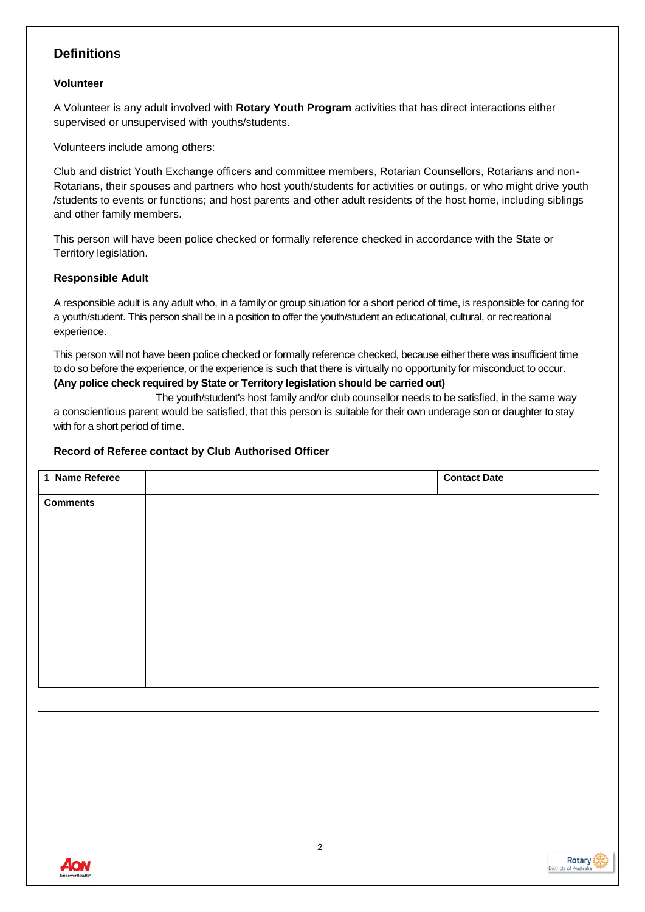## Definitions

### Volunteer

A Volunteer is any adult involved with **Rotary Youth Program** activities that has direct interactions either supervised or unsupervised with youths/students.

Volunteers include among others:

Club and district Youth Exchange officers and committee members, Rotarian Counsellors, Rotarians and non-Rotarians, their spouses and partners who host youth/students for activities or outings, or who might drive youth /students to events or functions; and host parents and other adult residents of the host home, including siblings and other family members.

This person will have been police checked or formally reference checked in accordance with the State or Territory legislation.

### Responsible Adult

A responsible adult is any adult who, in a family or group situation for a short period of time, is responsible for caring for a youth/student. This person shall be in a position to offer the youth/student an educational, cultural, or recreational experience.

This person will not have been police checked or formally reference checked, because either there was insufficient time to do so before the experience, or the experience is such that there is virtually no opportunity for misconduct to occur. **(Any police check required by State or Territory legislation should be carried out)**

The youth/student's host family and/or club counsellor needs to be satisfied, in the same way a conscientious parent would be satisfied, that this person is suitable for their own underage son or daughter to stay with for a short period of time.

### Record of Referee contact by Club Authorised Officer

| **1 Name Referee** | | **Contact Date** |
|---|---|---|
| **Comments** | | |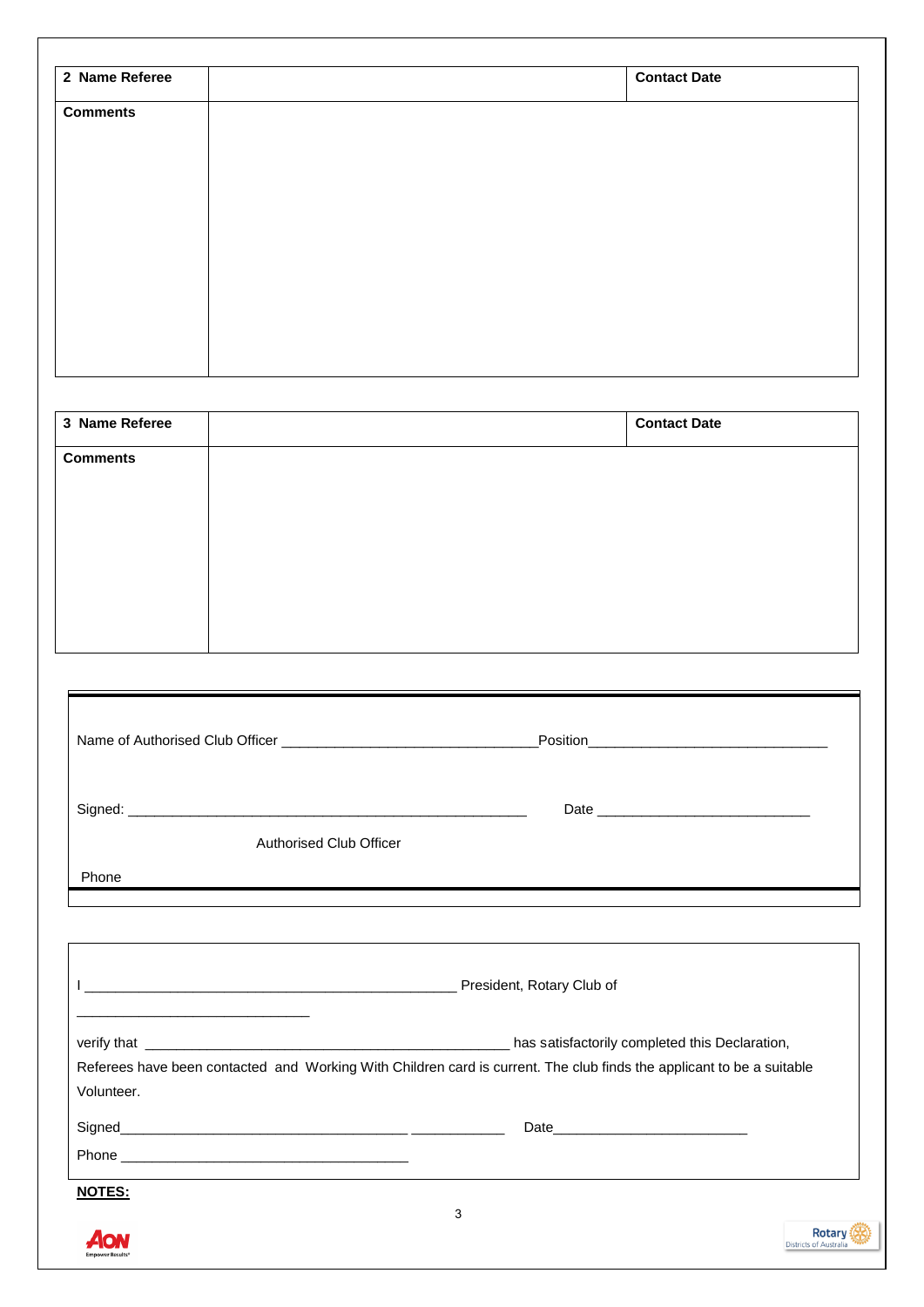| 2 Name Referee | | Contact Date |
|---|---|---|
| **Comments** | | |

| 3 Name Referee | | Contact Date |
|---|---|---|
| **Comments** | | |

Name of Authorised Club Officer ________________________________ Position ______________________________

Signed: ____________________________________________________ Date ___________________________

Authorised Club Officer

Phone

I ________________________________________________ President, Rotary Club of

______________________________

verify that ________________________________________________ has satisfactorily completed this Declaration, Referees have been contacted and Working With Children card is current. The club finds the applicant to be a suitable Volunteer.

Signed_____________________________________ ____________ Date_________________________

Phone _____________________________________

**NOTES:**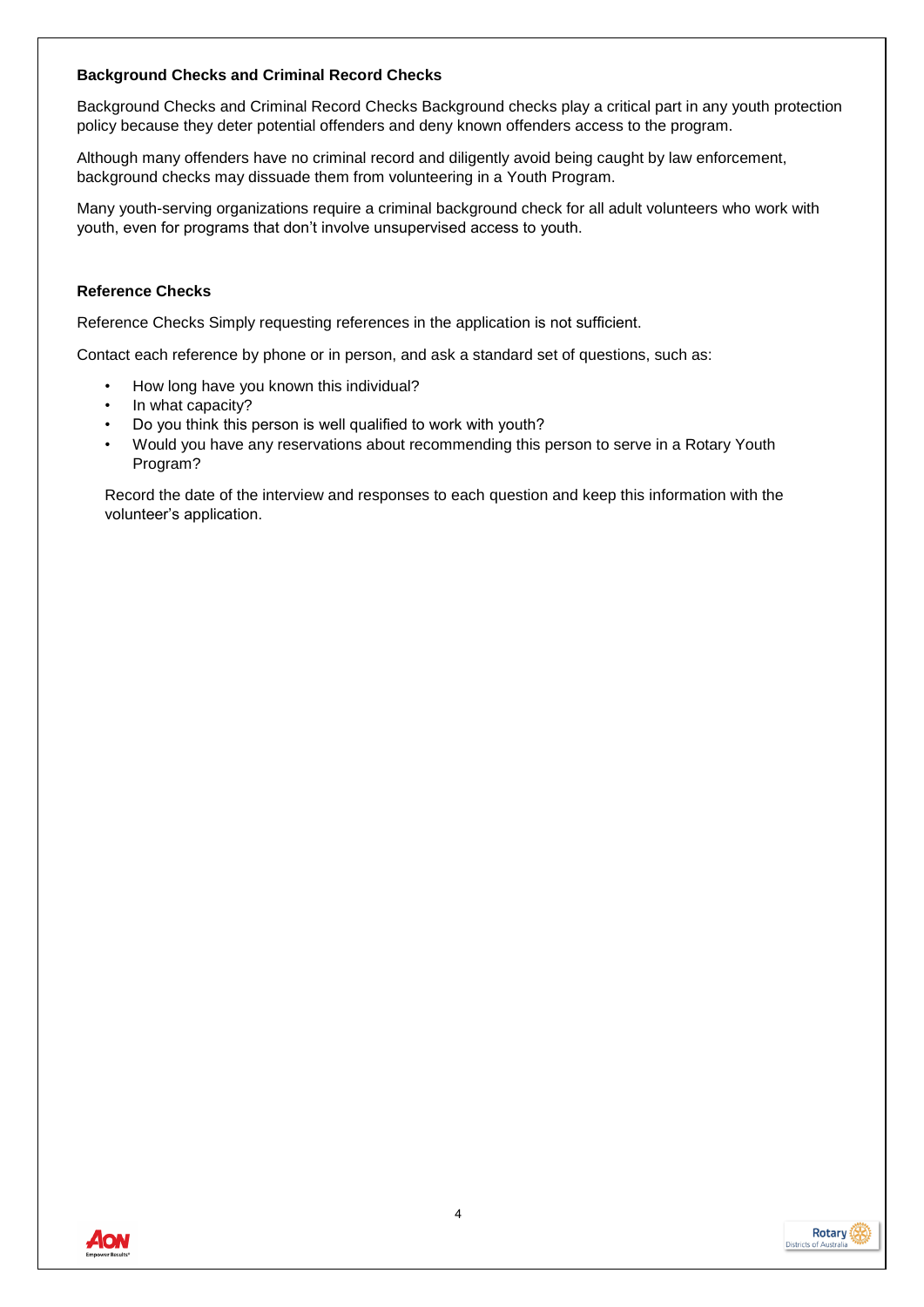**Background Checks and Criminal Record Checks**

Background Checks and Criminal Record Checks Background checks play a critical part in any youth protection policy because they deter potential offenders and deny known offenders access to the program.

Although many offenders have no criminal record and diligently avoid being caught by law enforcement, background checks may dissuade them from volunteering in a Youth Program.

Many youth-serving organizations require a criminal background check for all adult volunteers who work with youth, even for programs that don't involve unsupervised access to youth.

**Reference Checks**

Reference Checks Simply requesting references in the application is not sufficient.

Contact each reference by phone or in person, and ask a standard set of questions, such as:

- How long have you known this individual?
- In what capacity?
- Do you think this person is well qualified to work with youth?
- Would you have any reservations about recommending this person to serve in a Rotary Youth Program?

Record the date of the interview and responses to each question and keep this information with the volunteer's application.